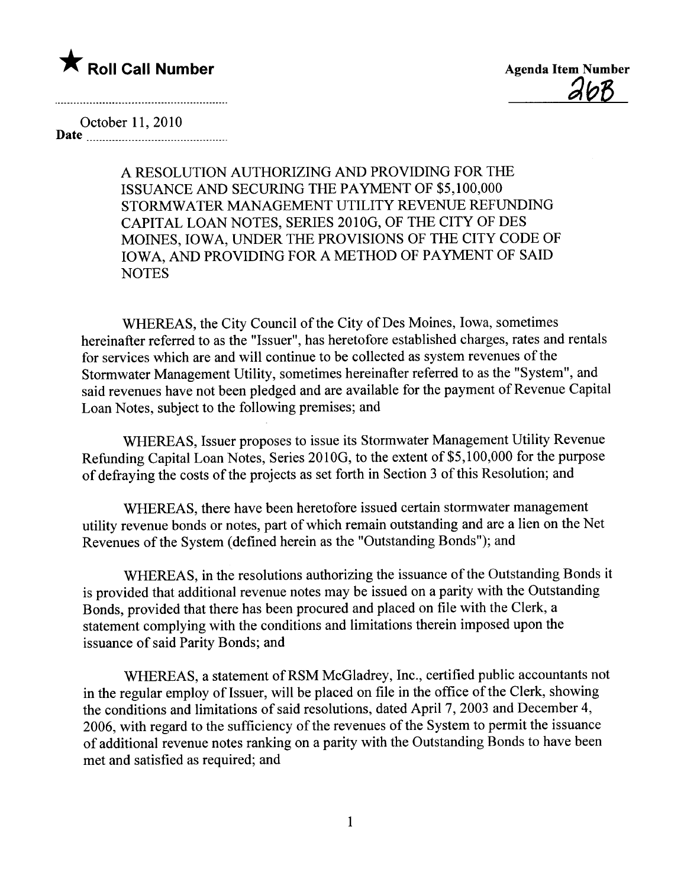★ **Roll Call Number**

**Agenda Item Number**
26B

October 11, 2010
**Date**

A RESOLUTION AUTHORIZING AND PROVIDING FOR THE ISSUANCE AND SECURING THE PAYMENT OF $5,100,000 STORMWATER MANAGEMENT UTILITY REVENUE REFUNDING CAPITAL LOAN NOTES, SERIES 2010G, OF THE CITY OF DES MOINES, IOWA, UNDER THE PROVISIONS OF THE CITY CODE OF IOWA, AND PROVIDING FOR A METHOD OF PAYMENT OF SAID NOTES

WHEREAS, the City Council of the City of Des Moines, Iowa, sometimes hereinafter referred to as the "Issuer", has heretofore established charges, rates and rentals for services which are and will continue to be collected as system revenues of the Stormwater Management Utility, sometimes hereinafter referred to as the "System", and said revenues have not been pledged and are available for the payment of Revenue Capital Loan Notes, subject to the following premises; and

WHEREAS, Issuer proposes to issue its Stormwater Management Utility Revenue Refunding Capital Loan Notes, Series 2010G, to the extent of $5,100,000 for the purpose of defraying the costs of the projects as set forth in Section 3 of this Resolution; and

WHEREAS, there have been heretofore issued certain stormwater management utility revenue bonds or notes, part of which remain outstanding and are a lien on the Net Revenues of the System (defined herein as the "Outstanding Bonds"); and

WHEREAS, in the resolutions authorizing the issuance of the Outstanding Bonds it is provided that additional revenue notes may be issued on a parity with the Outstanding Bonds, provided that there has been procured and placed on file with the Clerk, a statement complying with the conditions and limitations therein imposed upon the issuance of said Parity Bonds; and

WHEREAS, a statement of RSM McGladrey, Inc., certified public accountants not in the regular employ of Issuer, will be placed on file in the office of the Clerk, showing the conditions and limitations of said resolutions, dated April 7, 2003 and December 4, 2006, with regard to the sufficiency of the revenues of the System to permit the issuance of additional revenue notes ranking on a parity with the Outstanding Bonds to have been met and satisfied as required; and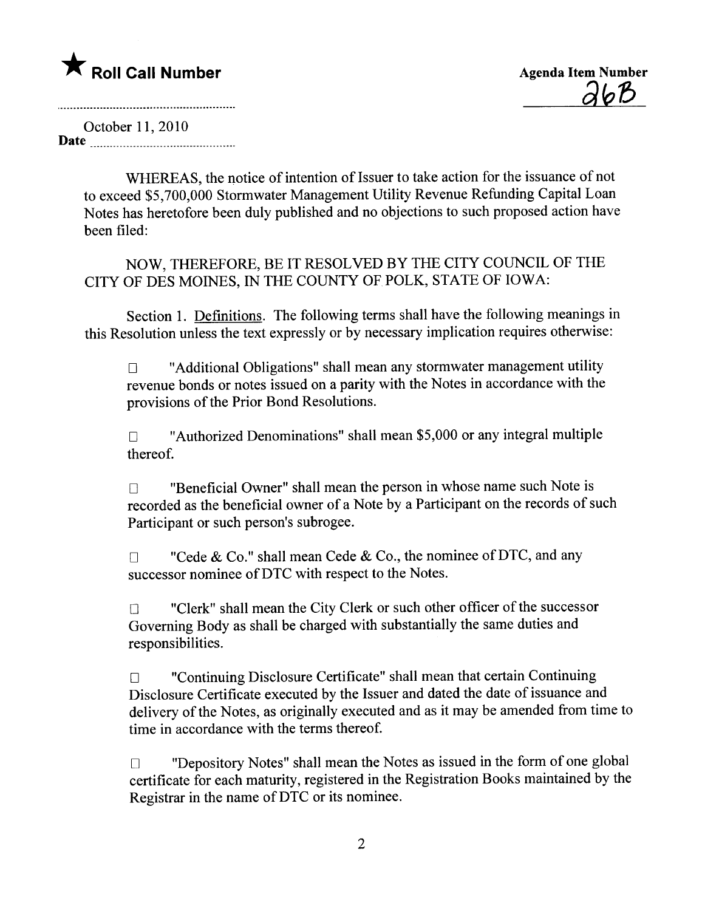★ **Roll Call Number**

**Agenda Item Number**
26B

October 11, 2010
**Date**

WHEREAS, the notice of intention of Issuer to take action for the issuance of not to exceed $5,700,000 Stormwater Management Utility Revenue Refunding Capital Loan Notes has heretofore been duly published and no objections to such proposed action have been filed:

NOW, THEREFORE, BE IT RESOLVED BY THE CITY COUNCIL OF THE CITY OF DES MOINES, IN THE COUNTY OF POLK, STATE OF IOWA:

Section 1. Definitions. The following terms shall have the following meanings in this Resolution unless the text expressly or by necessary implication requires otherwise:

☐ "Additional Obligations" shall mean any stormwater management utility revenue bonds or notes issued on a parity with the Notes in accordance with the provisions of the Prior Bond Resolutions.

☐ "Authorized Denominations" shall mean $5,000 or any integral multiple thereof.

☐ "Beneficial Owner" shall mean the person in whose name such Note is recorded as the beneficial owner of a Note by a Participant on the records of such Participant or such person's subrogee.

☐ "Cede & Co." shall mean Cede & Co., the nominee of DTC, and any successor nominee of DTC with respect to the Notes.

☐ "Clerk" shall mean the City Clerk or such other officer of the successor Governing Body as shall be charged with substantially the same duties and responsibilities.

☐ "Continuing Disclosure Certificate" shall mean that certain Continuing Disclosure Certificate executed by the Issuer and dated the date of issuance and delivery of the Notes, as originally executed and as it may be amended from time to time in accordance with the terms thereof.

☐ "Depository Notes" shall mean the Notes as issued in the form of one global certificate for each maturity, registered in the Registration Books maintained by the Registrar in the name of DTC or its nominee.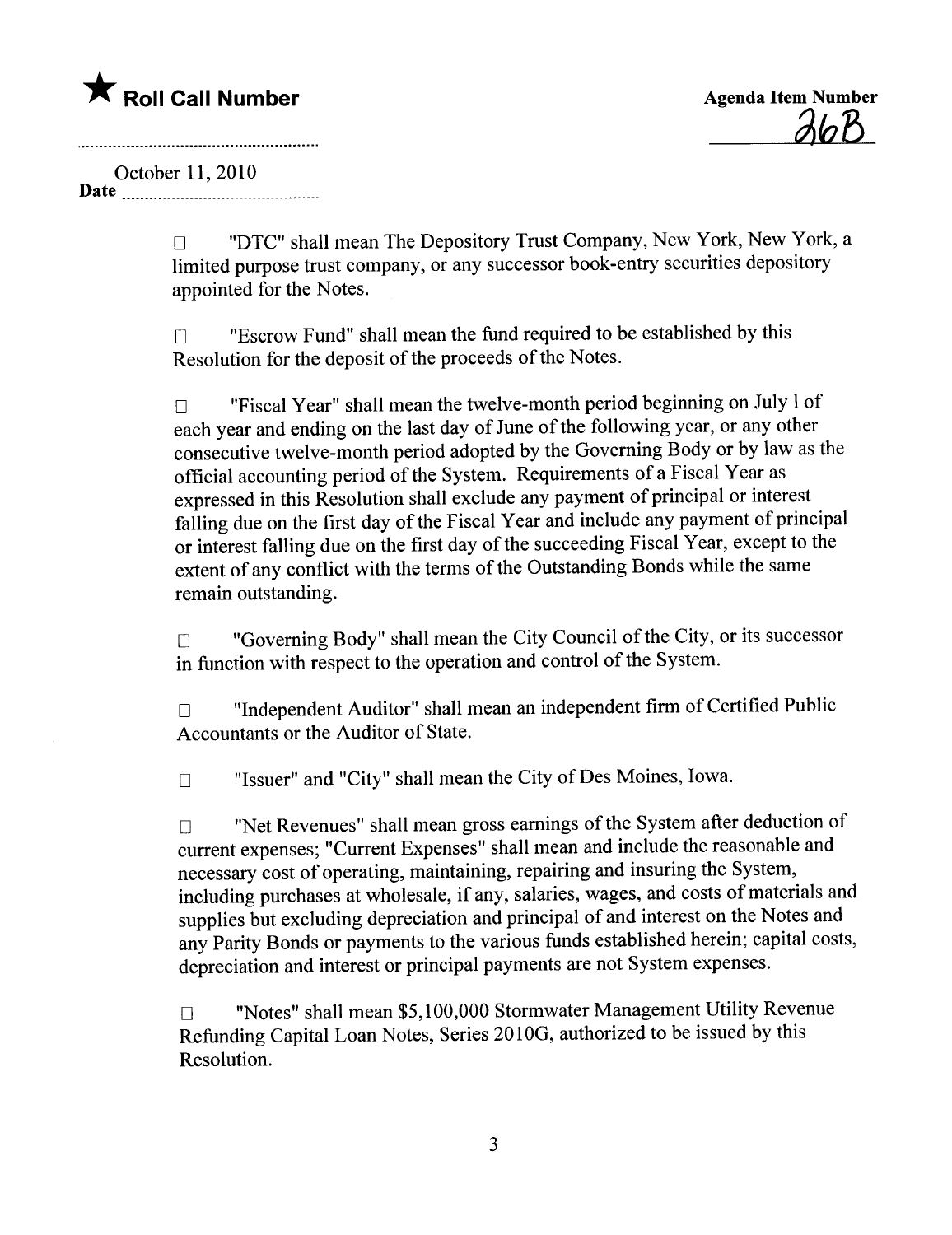★ **Roll Call Number**

**Agenda Item Number**
26B

October 11, 2010
**Date**

☐ "DTC" shall mean The Depository Trust Company, New York, New York, a limited purpose trust company, or any successor book-entry securities depository appointed for the Notes.

☐ "Escrow Fund" shall mean the fund required to be established by this Resolution for the deposit of the proceeds of the Notes.

☐ "Fiscal Year" shall mean the twelve-month period beginning on July 1 of each year and ending on the last day of June of the following year, or any other consecutive twelve-month period adopted by the Governing Body or by law as the official accounting period of the System. Requirements of a Fiscal Year as expressed in this Resolution shall exclude any payment of principal or interest falling due on the first day of the Fiscal Year and include any payment of principal or interest falling due on the first day of the succeeding Fiscal Year, except to the extent of any conflict with the terms of the Outstanding Bonds while the same remain outstanding.

☐ "Governing Body" shall mean the City Council of the City, or its successor in function with respect to the operation and control of the System.

☐ "Independent Auditor" shall mean an independent firm of Certified Public Accountants or the Auditor of State.

☐ "Issuer" and "City" shall mean the City of Des Moines, Iowa.

☐ "Net Revenues" shall mean gross earnings of the System after deduction of current expenses; "Current Expenses" shall mean and include the reasonable and necessary cost of operating, maintaining, repairing and insuring the System, including purchases at wholesale, if any, salaries, wages, and costs of materials and supplies but excluding depreciation and principal of and interest on the Notes and any Parity Bonds or payments to the various funds established herein; capital costs, depreciation and interest or principal payments are not System expenses.

☐ "Notes" shall mean $5,100,000 Stormwater Management Utility Revenue Refunding Capital Loan Notes, Series 2010G, authorized to be issued by this Resolution.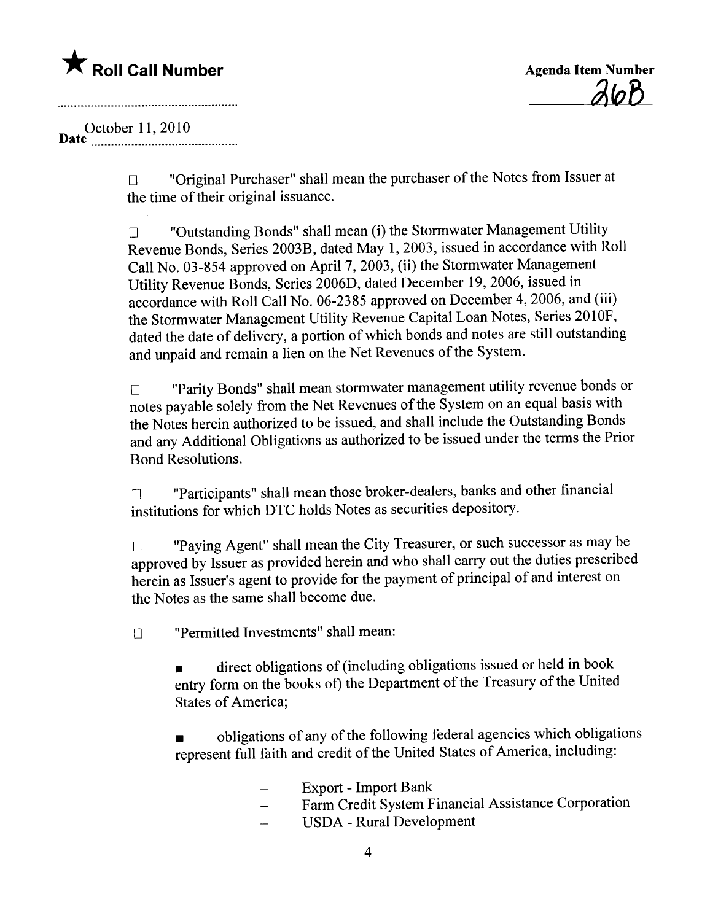★ **Roll Call Number**

**Agenda Item Number**
26B

Date October 11, 2010

☐ "Original Purchaser" shall mean the purchaser of the Notes from Issuer at the time of their original issuance.

☐ "Outstanding Bonds" shall mean (i) the Stormwater Management Utility Revenue Bonds, Series 2003B, dated May 1, 2003, issued in accordance with Roll Call No. 03-854 approved on April 7, 2003, (ii) the Stormwater Management Utility Revenue Bonds, Series 2006D, dated December 19, 2006, issued in accordance with Roll Call No. 06-2385 approved on December 4, 2006, and (iii) the Stormwater Management Utility Revenue Capital Loan Notes, Series 2010F, dated the date of delivery, a portion of which bonds and notes are still outstanding and unpaid and remain a lien on the Net Revenues of the System.

☐ "Parity Bonds" shall mean stormwater management utility revenue bonds or notes payable solely from the Net Revenues of the System on an equal basis with the Notes herein authorized to be issued, and shall include the Outstanding Bonds and any Additional Obligations as authorized to be issued under the terms the Prior Bond Resolutions.

☐ "Participants" shall mean those broker-dealers, banks and other financial institutions for which DTC holds Notes as securities depository.

☐ "Paying Agent" shall mean the City Treasurer, or such successor as may be approved by Issuer as provided herein and who shall carry out the duties prescribed herein as Issuer's agent to provide for the payment of principal of and interest on the Notes as the same shall become due.

☐ "Permitted Investments" shall mean:

- direct obligations of (including obligations issued or held in book entry form on the books of) the Department of the Treasury of the United States of America;

- obligations of any of the following federal agencies which obligations represent full faith and credit of the United States of America, including:

  - Export - Import Bank
  - Farm Credit System Financial Assistance Corporation
  - USDA - Rural Development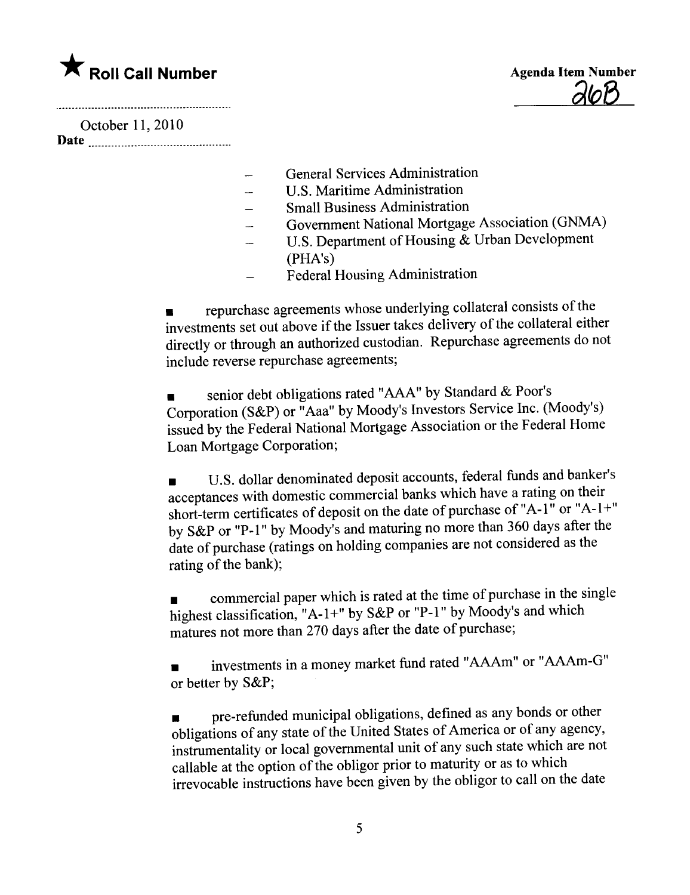★ **Roll Call Number**

**Agenda Item Number** 26B

October 11, 2010
**Date**

- General Services Administration
- U.S. Maritime Administration
- Small Business Administration
- Government National Mortgage Association (GNMA)
- U.S. Department of Housing & Urban Development (PHA's)
- Federal Housing Administration

■ repurchase agreements whose underlying collateral consists of the investments set out above if the Issuer takes delivery of the collateral either directly or through an authorized custodian. Repurchase agreements do not include reverse repurchase agreements;

■ senior debt obligations rated "AAA" by Standard & Poor's Corporation (S&P) or "Aaa" by Moody's Investors Service Inc. (Moody's) issued by the Federal National Mortgage Association or the Federal Home Loan Mortgage Corporation;

■ U.S. dollar denominated deposit accounts, federal funds and banker's acceptances with domestic commercial banks which have a rating on their short-term certificates of deposit on the date of purchase of "A-1" or "A-1+" by S&P or "P-1" by Moody's and maturing no more than 360 days after the date of purchase (ratings on holding companies are not considered as the rating of the bank);

■ commercial paper which is rated at the time of purchase in the single highest classification, "A-1+" by S&P or "P-1" by Moody's and which matures not more than 270 days after the date of purchase;

■ investments in a money market fund rated "AAAm" or "AAAm-G" or better by S&P;

■ pre-refunded municipal obligations, defined as any bonds or other obligations of any state of the United States of America or of any agency, instrumentality or local governmental unit of any such state which are not callable at the option of the obligor prior to maturity or as to which irrevocable instructions have been given by the obligor to call on the date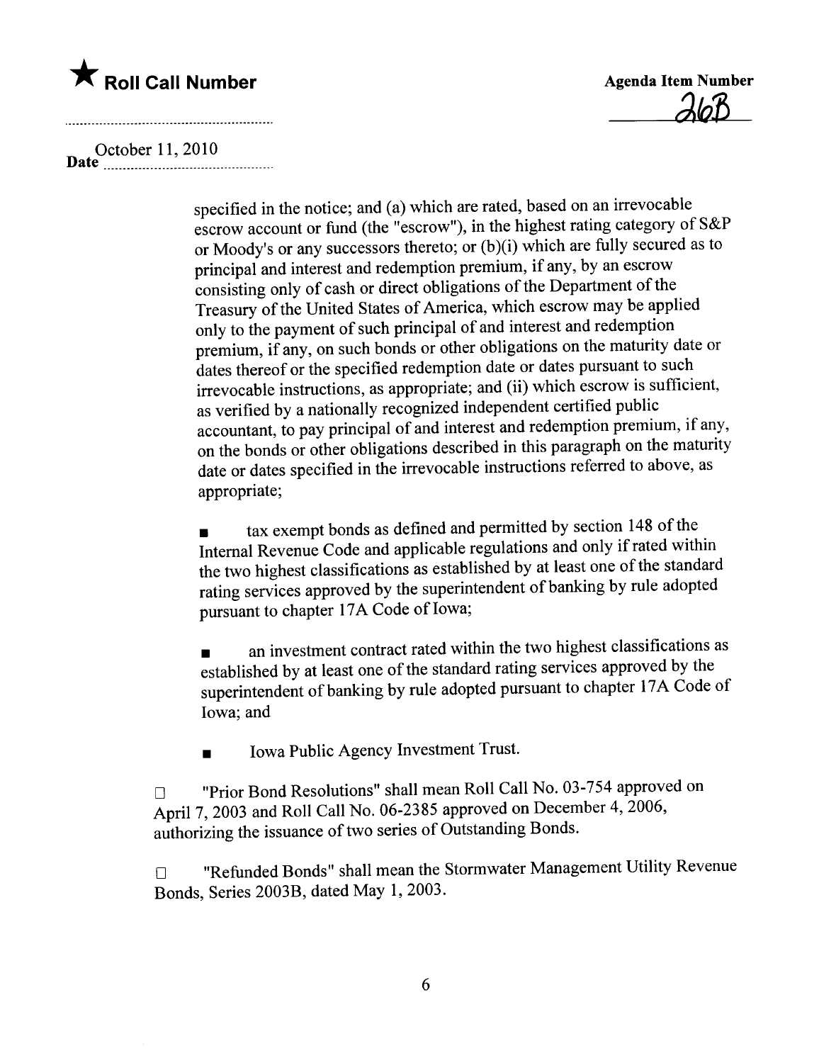specified in the notice; and (a) which are rated, based on an irrevocable escrow account or fund (the "escrow"), in the highest rating category of S&P or Moody's or any successors thereto; or (b)(i) which are fully secured as to principal and interest and redemption premium, if any, by an escrow consisting only of cash or direct obligations of the Department of the Treasury of the United States of America, which escrow may be applied only to the payment of such principal of and interest and redemption premium, if any, on such bonds or other obligations on the maturity date or dates thereof or the specified redemption date or dates pursuant to such irrevocable instructions, as appropriate; and (ii) which escrow is sufficient, as verified by a nationally recognized independent certified public accountant, to pay principal of and interest and redemption premium, if any, on the bonds or other obligations described in this paragraph on the maturity date or dates specified in the irrevocable instructions referred to above, as appropriate;

- tax exempt bonds as defined and permitted by section 148 of the Internal Revenue Code and applicable regulations and only if rated within the two highest classifications as established by at least one of the standard rating services approved by the superintendent of banking by rule adopted pursuant to chapter 17A Code of Iowa;

- an investment contract rated within the two highest classifications as established by at least one of the standard rating services approved by the superintendent of banking by rule adopted pursuant to chapter 17A Code of Iowa; and

- Iowa Public Agency Investment Trust.

☐ "Prior Bond Resolutions" shall mean Roll Call No. 03-754 approved on April 7, 2003 and Roll Call No. 06-2385 approved on December 4, 2006, authorizing the issuance of two series of Outstanding Bonds.

☐ "Refunded Bonds" shall mean the Stormwater Management Utility Revenue Bonds, Series 2003B, dated May 1, 2003.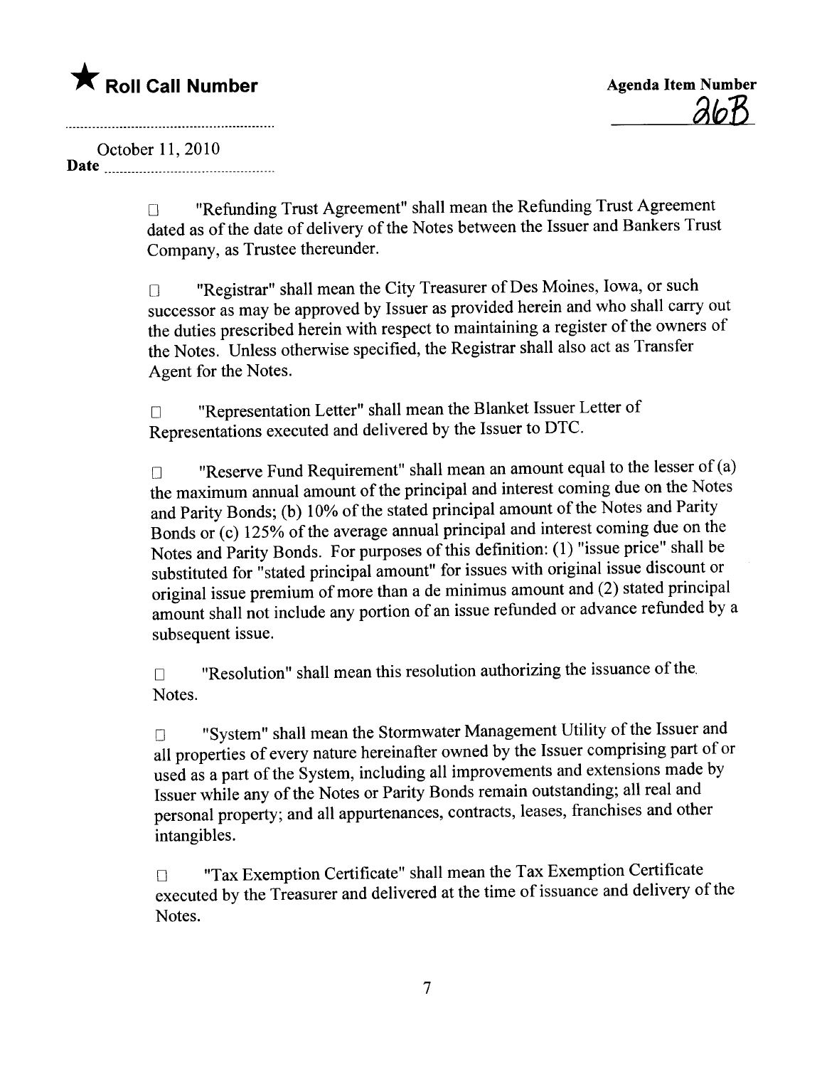★ **Roll Call Number**

**Agenda Item Number** 26B

October 11, 2010
**Date** ..............................

☐ "Refunding Trust Agreement" shall mean the Refunding Trust Agreement dated as of the date of delivery of the Notes between the Issuer and Bankers Trust Company, as Trustee thereunder.

☐ "Registrar" shall mean the City Treasurer of Des Moines, Iowa, or such successor as may be approved by Issuer as provided herein and who shall carry out the duties prescribed herein with respect to maintaining a register of the owners of the Notes. Unless otherwise specified, the Registrar shall also act as Transfer Agent for the Notes.

☐ "Representation Letter" shall mean the Blanket Issuer Letter of Representations executed and delivered by the Issuer to DTC.

☐ "Reserve Fund Requirement" shall mean an amount equal to the lesser of (a) the maximum annual amount of the principal and interest coming due on the Notes and Parity Bonds; (b) 10% of the stated principal amount of the Notes and Parity Bonds or (c) 125% of the average annual principal and interest coming due on the Notes and Parity Bonds. For purposes of this definition: (1) "issue price" shall be substituted for "stated principal amount" for issues with original issue discount or original issue premium of more than a de minimus amount and (2) stated principal amount shall not include any portion of an issue refunded or advance refunded by a subsequent issue.

☐ "Resolution" shall mean this resolution authorizing the issuance of the Notes.

☐ "System" shall mean the Stormwater Management Utility of the Issuer and all properties of every nature hereinafter owned by the Issuer comprising part of or used as a part of the System, including all improvements and extensions made by Issuer while any of the Notes or Parity Bonds remain outstanding; all real and personal property; and all appurtenances, contracts, leases, franchises and other intangibles.

☐ "Tax Exemption Certificate" shall mean the Tax Exemption Certificate executed by the Treasurer and delivered at the time of issuance and delivery of the Notes.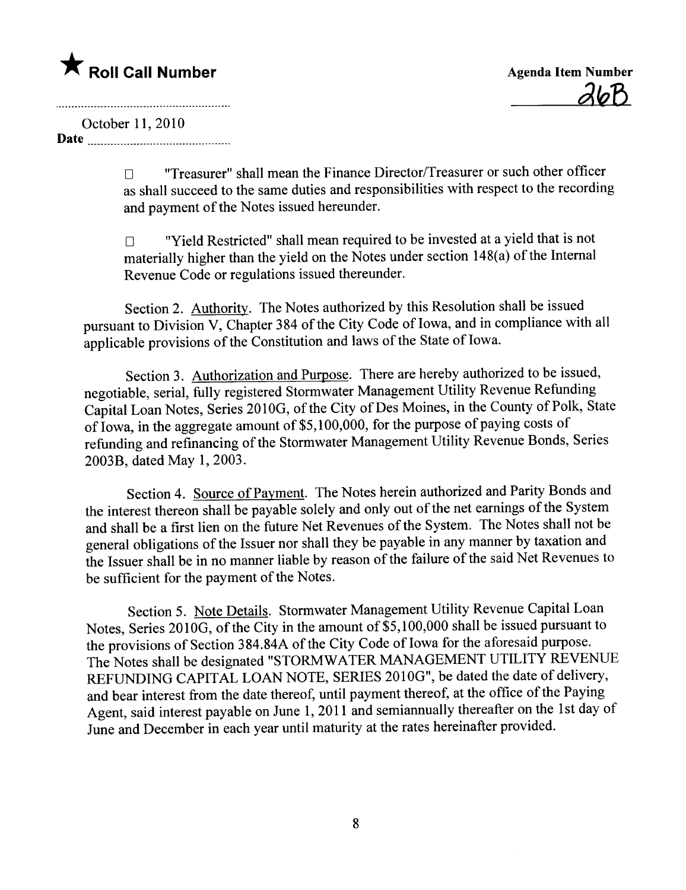★ **Roll Call Number**

**Agenda Item Number**
26B

October 11, 2010
**Date**

☐ "Treasurer" shall mean the Finance Director/Treasurer or such other officer as shall succeed to the same duties and responsibilities with respect to the recording and payment of the Notes issued hereunder.

☐ "Yield Restricted" shall mean required to be invested at a yield that is not materially higher than the yield on the Notes under section 148(a) of the Internal Revenue Code or regulations issued thereunder.

Section 2. Authority. The Notes authorized by this Resolution shall be issued pursuant to Division V, Chapter 384 of the City Code of Iowa, and in compliance with all applicable provisions of the Constitution and laws of the State of Iowa.

Section 3. Authorization and Purpose. There are hereby authorized to be issued, negotiable, serial, fully registered Stormwater Management Utility Revenue Refunding Capital Loan Notes, Series 2010G, of the City of Des Moines, in the County of Polk, State of Iowa, in the aggregate amount of $5,100,000, for the purpose of paying costs of refunding and refinancing of the Stormwater Management Utility Revenue Bonds, Series 2003B, dated May 1, 2003.

Section 4. Source of Payment. The Notes herein authorized and Parity Bonds and the interest thereon shall be payable solely and only out of the net earnings of the System and shall be a first lien on the future Net Revenues of the System. The Notes shall not be general obligations of the Issuer nor shall they be payable in any manner by taxation and the Issuer shall be in no manner liable by reason of the failure of the said Net Revenues to be sufficient for the payment of the Notes.

Section 5. Note Details. Stormwater Management Utility Revenue Capital Loan Notes, Series 2010G, of the City in the amount of $5,100,000 shall be issued pursuant to the provisions of Section 384.84A of the City Code of Iowa for the aforesaid purpose. The Notes shall be designated "STORMWATER MANAGEMENT UTILITY REVENUE REFUNDING CAPITAL LOAN NOTE, SERIES 2010G", be dated the date of delivery, and bear interest from the date thereof, until payment thereof, at the office of the Paying Agent, said interest payable on June 1, 2011 and semiannually thereafter on the 1st day of June and December in each year until maturity at the rates hereinafter provided.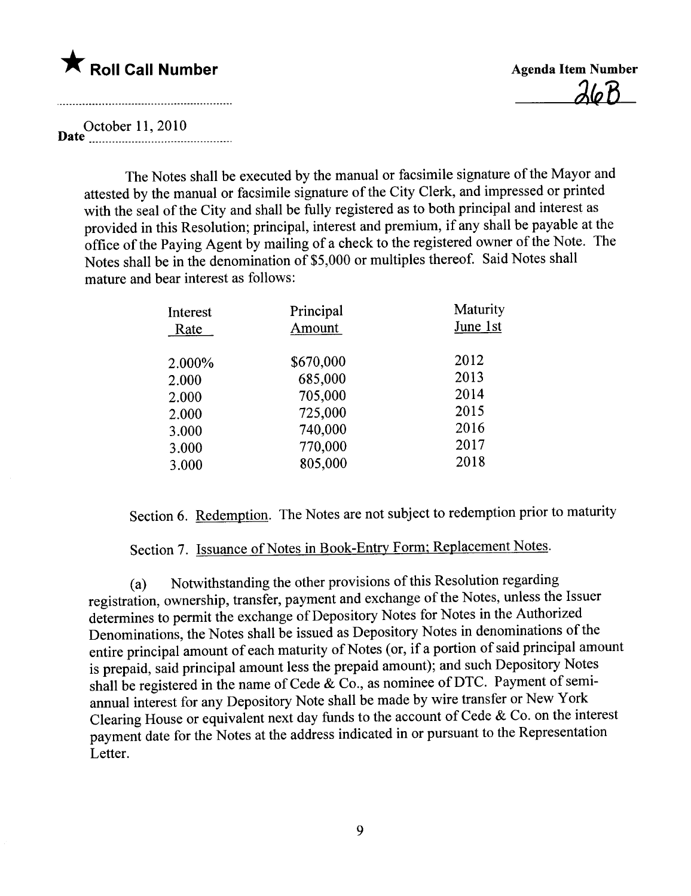★ **Roll Call Number**

**Agenda Item Number**

26B

Date October 11, 2010

The Notes shall be executed by the manual or facsimile signature of the Mayor and attested by the manual or facsimile signature of the City Clerk, and impressed or printed with the seal of the City and shall be fully registered as to both principal and interest as provided in this Resolution; principal, interest and premium, if any shall be payable at the office of the Paying Agent by mailing of a check to the registered owner of the Note. The Notes shall be in the denomination of $5,000 or multiples thereof. Said Notes shall mature and bear interest as follows:

| Interest Rate | Principal Amount | Maturity June 1st |
|---|---|---|
| 2.000% | $670,000 | 2012 |
| 2.000 | 685,000 | 2013 |
| 2.000 | 705,000 | 2014 |
| 2.000 | 725,000 | 2015 |
| 3.000 | 740,000 | 2016 |
| 3.000 | 770,000 | 2017 |
| 3.000 | 805,000 | 2018 |

Section 6. Redemption. The Notes are not subject to redemption prior to maturity

Section 7. Issuance of Notes in Book-Entry Form; Replacement Notes.

(a) Notwithstanding the other provisions of this Resolution regarding registration, ownership, transfer, payment and exchange of the Notes, unless the Issuer determines to permit the exchange of Depository Notes for Notes in the Authorized Denominations, the Notes shall be issued as Depository Notes in denominations of the entire principal amount of each maturity of Notes (or, if a portion of said principal amount is prepaid, said principal amount less the prepaid amount); and such Depository Notes shall be registered in the name of Cede & Co., as nominee of DTC. Payment of semi-annual interest for any Depository Note shall be made by wire transfer or New York Clearing House or equivalent next day funds to the account of Cede & Co. on the interest payment date for the Notes at the address indicated in or pursuant to the Representation Letter.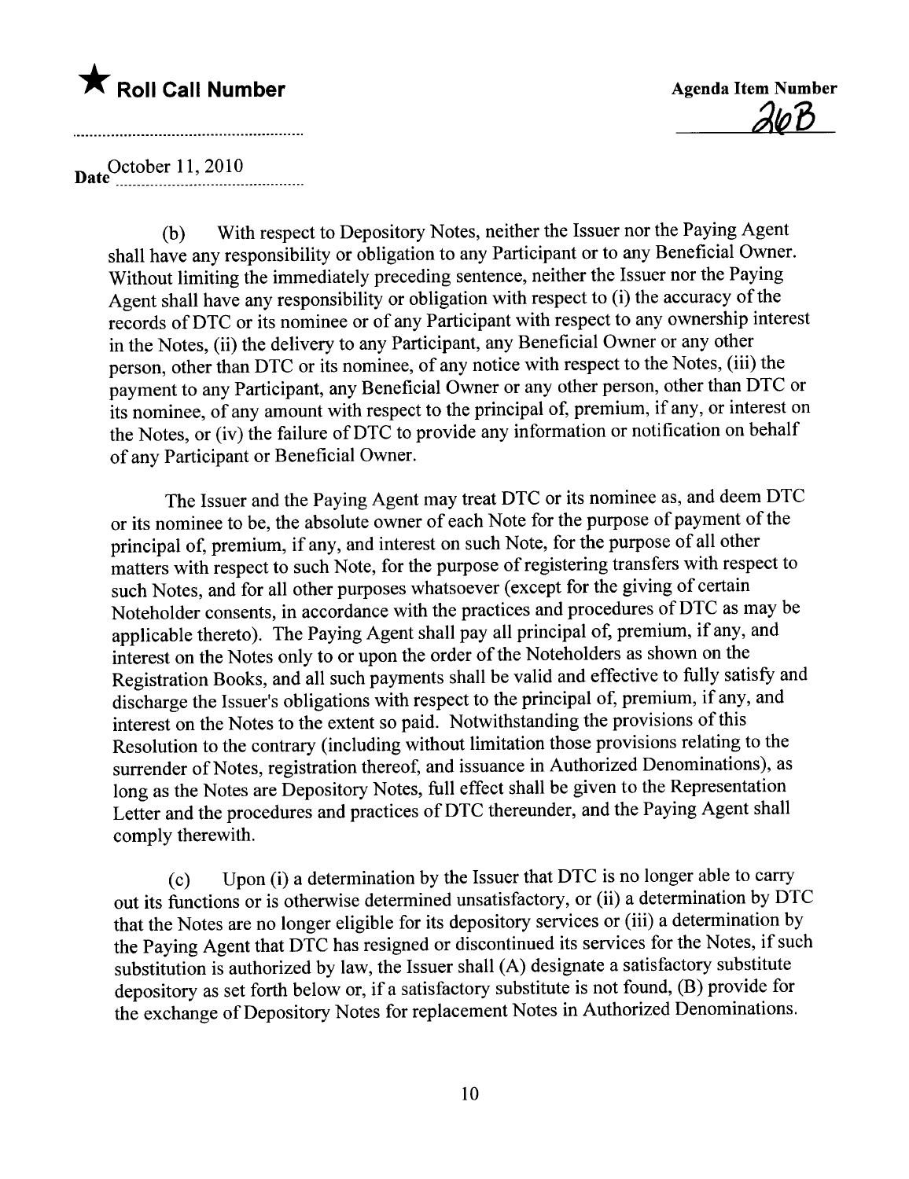(b) With respect to Depository Notes, neither the Issuer nor the Paying Agent shall have any responsibility or obligation to any Participant or to any Beneficial Owner. Without limiting the immediately preceding sentence, neither the Issuer nor the Paying Agent shall have any responsibility or obligation with respect to (i) the accuracy of the records of DTC or its nominee or of any Participant with respect to any ownership interest in the Notes, (ii) the delivery to any Participant, any Beneficial Owner or any other person, other than DTC or its nominee, of any notice with respect to the Notes, (iii) the payment to any Participant, any Beneficial Owner or any other person, other than DTC or its nominee, of any amount with respect to the principal of, premium, if any, or interest on the Notes, or (iv) the failure of DTC to provide any information or notification on behalf of any Participant or Beneficial Owner.

The Issuer and the Paying Agent may treat DTC or its nominee as, and deem DTC or its nominee to be, the absolute owner of each Note for the purpose of payment of the principal of, premium, if any, and interest on such Note, for the purpose of all other matters with respect to such Note, for the purpose of registering transfers with respect to such Notes, and for all other purposes whatsoever (except for the giving of certain Noteholder consents, in accordance with the practices and procedures of DTC as may be applicable thereto). The Paying Agent shall pay all principal of, premium, if any, and interest on the Notes only to or upon the order of the Noteholders as shown on the Registration Books, and all such payments shall be valid and effective to fully satisfy and discharge the Issuer's obligations with respect to the principal of, premium, if any, and interest on the Notes to the extent so paid. Notwithstanding the provisions of this Resolution to the contrary (including without limitation those provisions relating to the surrender of Notes, registration thereof, and issuance in Authorized Denominations), as long as the Notes are Depository Notes, full effect shall be given to the Representation Letter and the procedures and practices of DTC thereunder, and the Paying Agent shall comply therewith.

(c) Upon (i) a determination by the Issuer that DTC is no longer able to carry out its functions or is otherwise determined unsatisfactory, or (ii) a determination by DTC that the Notes are no longer eligible for its depository services or (iii) a determination by the Paying Agent that DTC has resigned or discontinued its services for the Notes, if such substitution is authorized by law, the Issuer shall (A) designate a satisfactory substitute depository as set forth below or, if a satisfactory substitute is not found, (B) provide for the exchange of Depository Notes for replacement Notes in Authorized Denominations.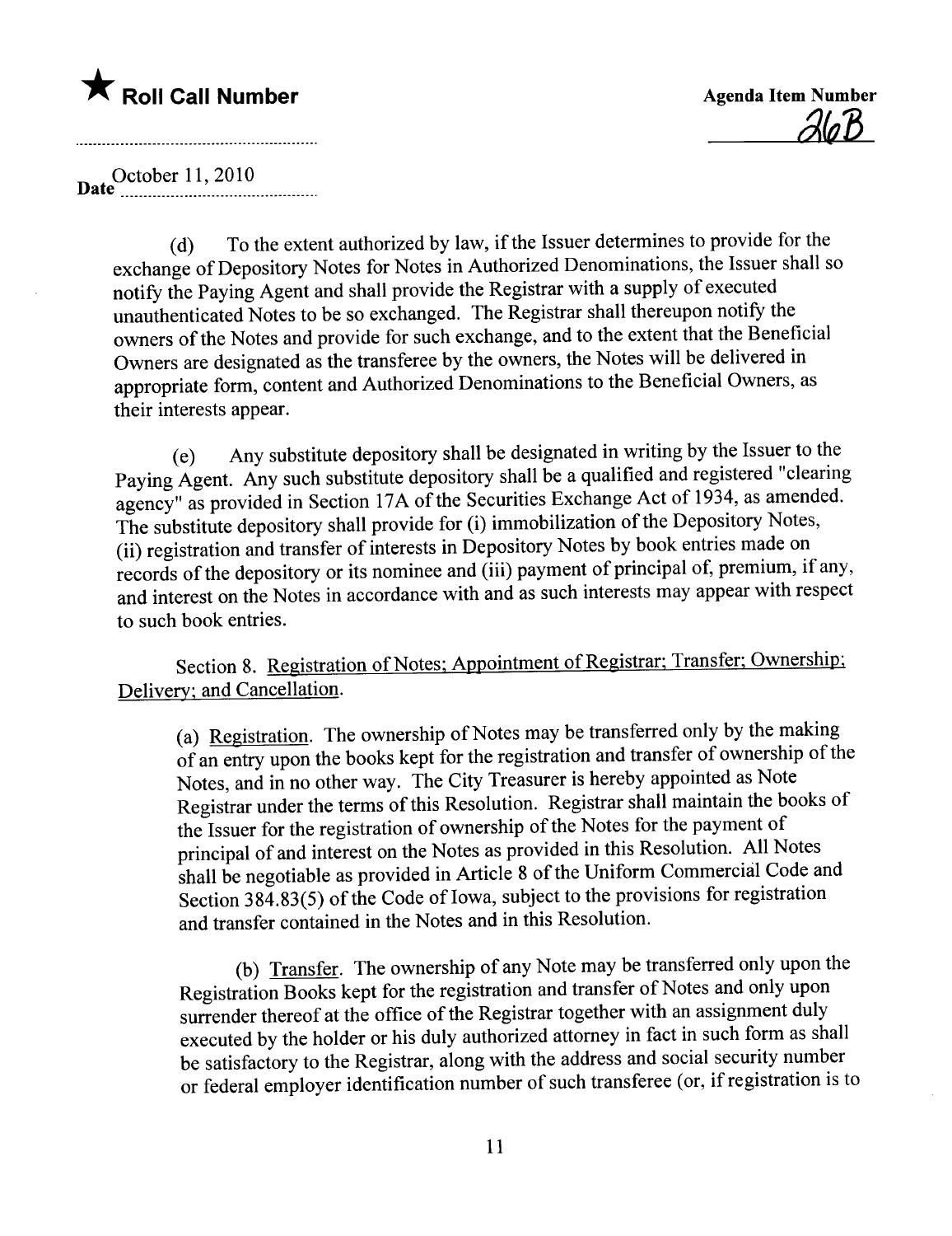★ **Roll Call Number**

**Agenda Item Number**
26B

Date October 11, 2010

(d) To the extent authorized by law, if the Issuer determines to provide for the exchange of Depository Notes for Notes in Authorized Denominations, the Issuer shall so notify the Paying Agent and shall provide the Registrar with a supply of executed unauthenticated Notes to be so exchanged. The Registrar shall thereupon notify the owners of the Notes and provide for such exchange, and to the extent that the Beneficial Owners are designated as the transferee by the owners, the Notes will be delivered in appropriate form, content and Authorized Denominations to the Beneficial Owners, as their interests appear.

(e) Any substitute depository shall be designated in writing by the Issuer to the Paying Agent. Any such substitute depository shall be a qualified and registered "clearing agency" as provided in Section 17A of the Securities Exchange Act of 1934, as amended. The substitute depository shall provide for (i) immobilization of the Depository Notes, (ii) registration and transfer of interests in Depository Notes by book entries made on records of the depository or its nominee and (iii) payment of principal of, premium, if any, and interest on the Notes in accordance with and as such interests may appear with respect to such book entries.

Section 8. Registration of Notes; Appointment of Registrar; Transfer; Ownership; Delivery; and Cancellation.

(a) Registration. The ownership of Notes may be transferred only by the making of an entry upon the books kept for the registration and transfer of ownership of the Notes, and in no other way. The City Treasurer is hereby appointed as Note Registrar under the terms of this Resolution. Registrar shall maintain the books of the Issuer for the registration of ownership of the Notes for the payment of principal of and interest on the Notes as provided in this Resolution. All Notes shall be negotiable as provided in Article 8 of the Uniform Commercial Code and Section 384.83(5) of the Code of Iowa, subject to the provisions for registration and transfer contained in the Notes and in this Resolution.

(b) Transfer. The ownership of any Note may be transferred only upon the Registration Books kept for the registration and transfer of Notes and only upon surrender thereof at the office of the Registrar together with an assignment duly executed by the holder or his duly authorized attorney in fact in such form as shall be satisfactory to the Registrar, along with the address and social security number or federal employer identification number of such transferee (or, if registration is to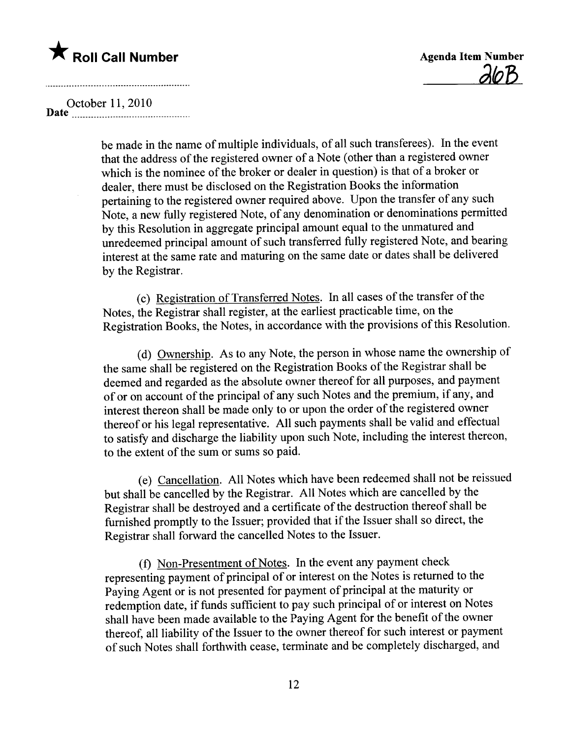be made in the name of multiple individuals, of all such transferees). In the event that the address of the registered owner of a Note (other than a registered owner which is the nominee of the broker or dealer in question) is that of a broker or dealer, there must be disclosed on the Registration Books the information pertaining to the registered owner required above. Upon the transfer of any such Note, a new fully registered Note, of any denomination or denominations permitted by this Resolution in aggregate principal amount equal to the unmatured and unredeemed principal amount of such transferred fully registered Note, and bearing interest at the same rate and maturing on the same date or dates shall be delivered by the Registrar.

(c) Registration of Transferred Notes. In all cases of the transfer of the Notes, the Registrar shall register, at the earliest practicable time, on the Registration Books, the Notes, in accordance with the provisions of this Resolution.

(d) Ownership. As to any Note, the person in whose name the ownership of the same shall be registered on the Registration Books of the Registrar shall be deemed and regarded as the absolute owner thereof for all purposes, and payment of or on account of the principal of any such Notes and the premium, if any, and interest thereon shall be made only to or upon the order of the registered owner thereof or his legal representative. All such payments shall be valid and effectual to satisfy and discharge the liability upon such Note, including the interest thereon, to the extent of the sum or sums so paid.

(e) Cancellation. All Notes which have been redeemed shall not be reissued but shall be cancelled by the Registrar. All Notes which are cancelled by the Registrar shall be destroyed and a certificate of the destruction thereof shall be furnished promptly to the Issuer; provided that if the Issuer shall so direct, the Registrar shall forward the cancelled Notes to the Issuer.

(f) Non-Presentment of Notes. In the event any payment check representing payment of principal of or interest on the Notes is returned to the Paying Agent or is not presented for payment of principal at the maturity or redemption date, if funds sufficient to pay such principal of or interest on Notes shall have been made available to the Paying Agent for the benefit of the owner thereof, all liability of the Issuer to the owner thereof for such interest or payment of such Notes shall forthwith cease, terminate and be completely discharged, and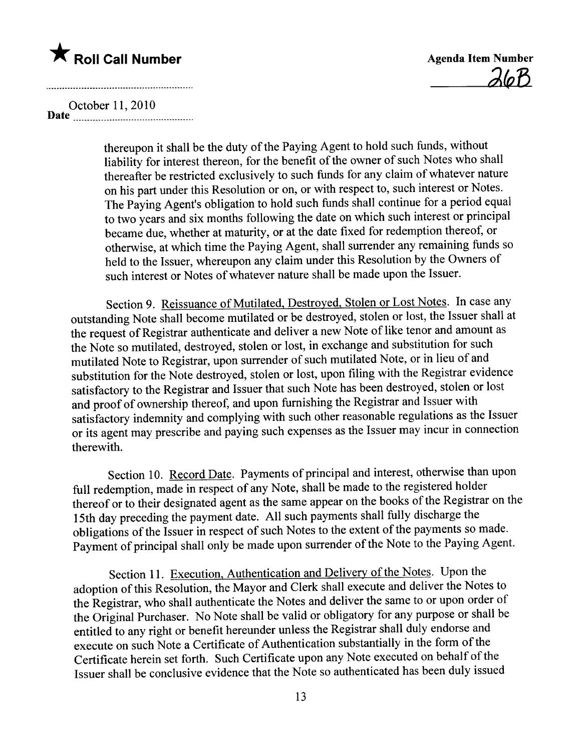thereupon it shall be the duty of the Paying Agent to hold such funds, without liability for interest thereon, for the benefit of the owner of such Notes who shall thereafter be restricted exclusively to such funds for any claim of whatever nature on his part under this Resolution or on, or with respect to, such interest or Notes. The Paying Agent's obligation to hold such funds shall continue for a period equal to two years and six months following the date on which such interest or principal became due, whether at maturity, or at the date fixed for redemption thereof, or otherwise, at which time the Paying Agent, shall surrender any remaining funds so held to the Issuer, whereupon any claim under this Resolution by the Owners of such interest or Notes of whatever nature shall be made upon the Issuer.

Section 9. Reissuance of Mutilated, Destroyed, Stolen or Lost Notes. In case any outstanding Note shall become mutilated or be destroyed, stolen or lost, the Issuer shall at the request of Registrar authenticate and deliver a new Note of like tenor and amount as the Note so mutilated, destroyed, stolen or lost, in exchange and substitution for such mutilated Note to Registrar, upon surrender of such mutilated Note, or in lieu of and substitution for the Note destroyed, stolen or lost, upon filing with the Registrar evidence satisfactory to the Registrar and Issuer that such Note has been destroyed, stolen or lost and proof of ownership thereof, and upon furnishing the Registrar and Issuer with satisfactory indemnity and complying with such other reasonable regulations as the Issuer or its agent may prescribe and paying such expenses as the Issuer may incur in connection therewith.

Section 10. Record Date. Payments of principal and interest, otherwise than upon full redemption, made in respect of any Note, shall be made to the registered holder thereof or to their designated agent as the same appear on the books of the Registrar on the 15th day preceding the payment date. All such payments shall fully discharge the obligations of the Issuer in respect of such Notes to the extent of the payments so made. Payment of principal shall only be made upon surrender of the Note to the Paying Agent.

Section 11. Execution, Authentication and Delivery of the Notes. Upon the adoption of this Resolution, the Mayor and Clerk shall execute and deliver the Notes to the Registrar, who shall authenticate the Notes and deliver the same to or upon order of the Original Purchaser. No Note shall be valid or obligatory for any purpose or shall be entitled to any right or benefit hereunder unless the Registrar shall duly endorse and execute on such Note a Certificate of Authentication substantially in the form of the Certificate herein set forth. Such Certificate upon any Note executed on behalf of the Issuer shall be conclusive evidence that the Note so authenticated has been duly issued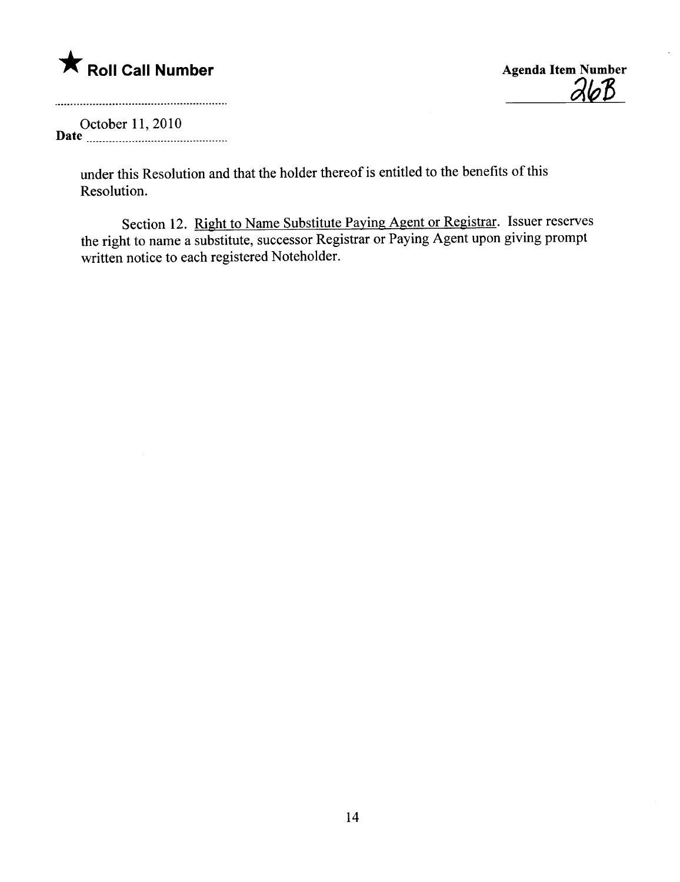★ **Roll Call Number**

**Agenda Item Number**
26B

**Date** October 11, 2010

under this Resolution and that the holder thereof is entitled to the benefits of this Resolution.

Section 12. Right to Name Substitute Paying Agent or Registrar. Issuer reserves the right to name a substitute, successor Registrar or Paying Agent upon giving prompt written notice to each registered Noteholder.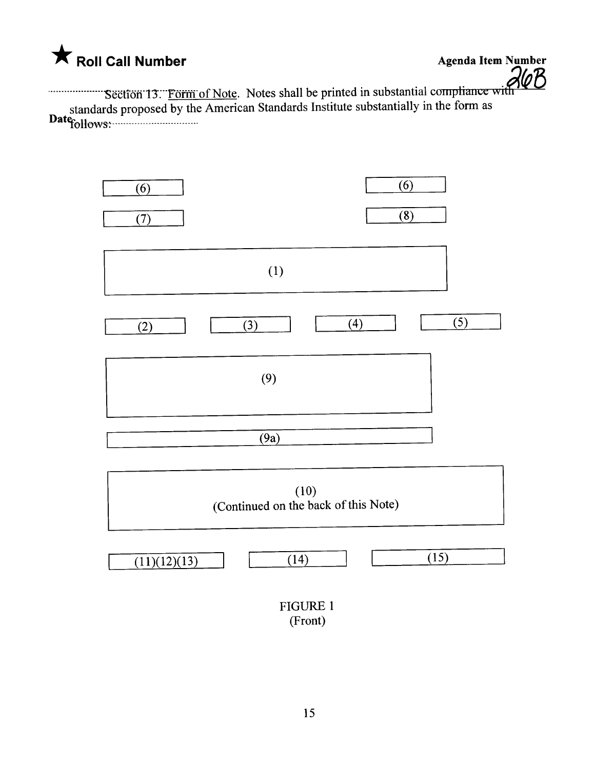Section 13. Form of Note. Notes shall be printed in substantial compliance with standards proposed by the American Standards Institute substantially in the form as follows:

| (6) | | | (6) |
|---|---|---|---|
| (7) | | | (8) |

(1)

| (2) | (3) | (4) | (5) |
|---|---|---|---|

(9)

(9a)

(10)
(Continued on the back of this Note)

| (11)(12)(13) | (14) | (15) |
|---|---|---|

FIGURE 1
(Front)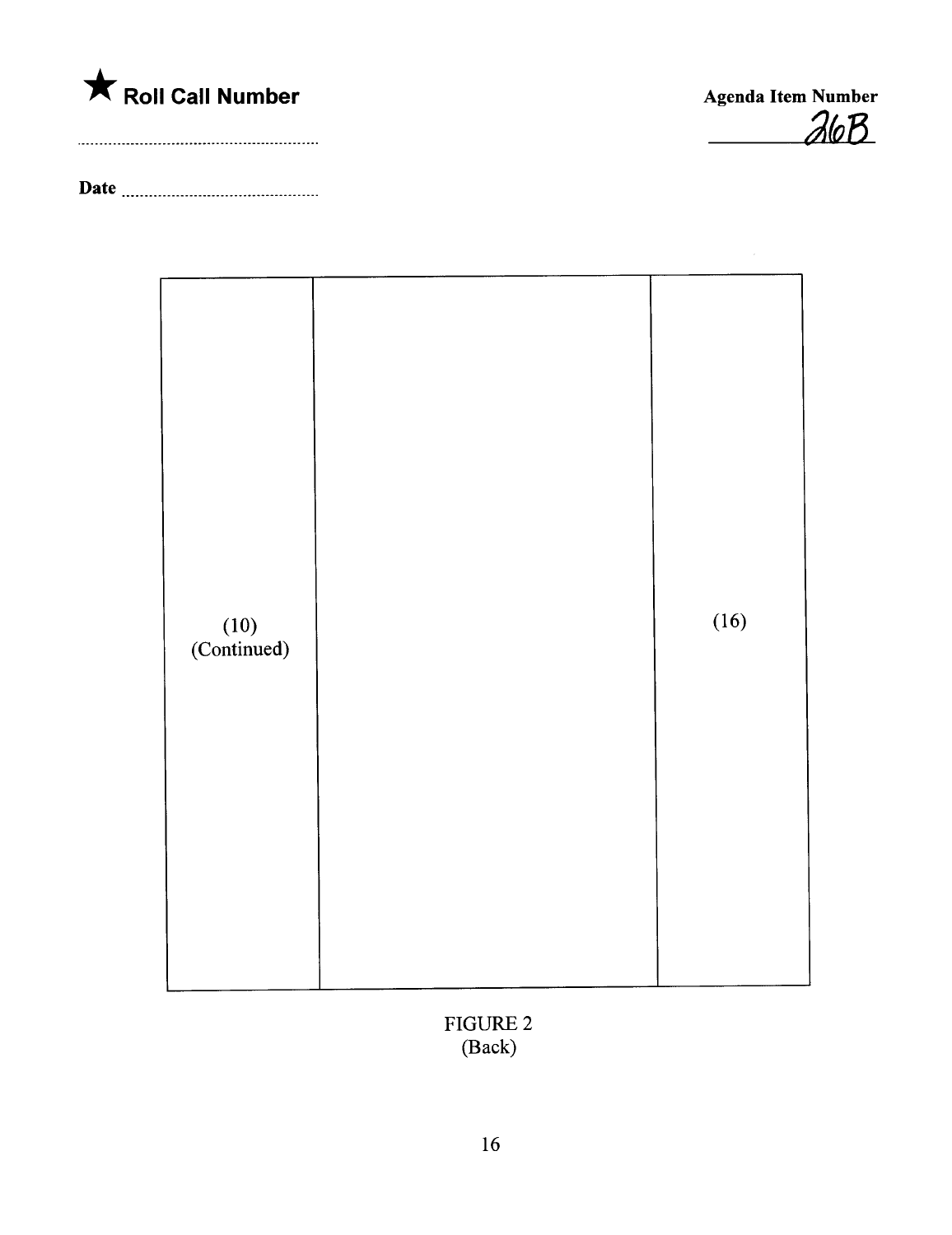★ **Roll Call Number**

..........................................................

**Date** ..........................................................

**Agenda Item Number**

26B

| (10) (Continued) | | (16) |
|---|---|---|

FIGURE 2
(Back)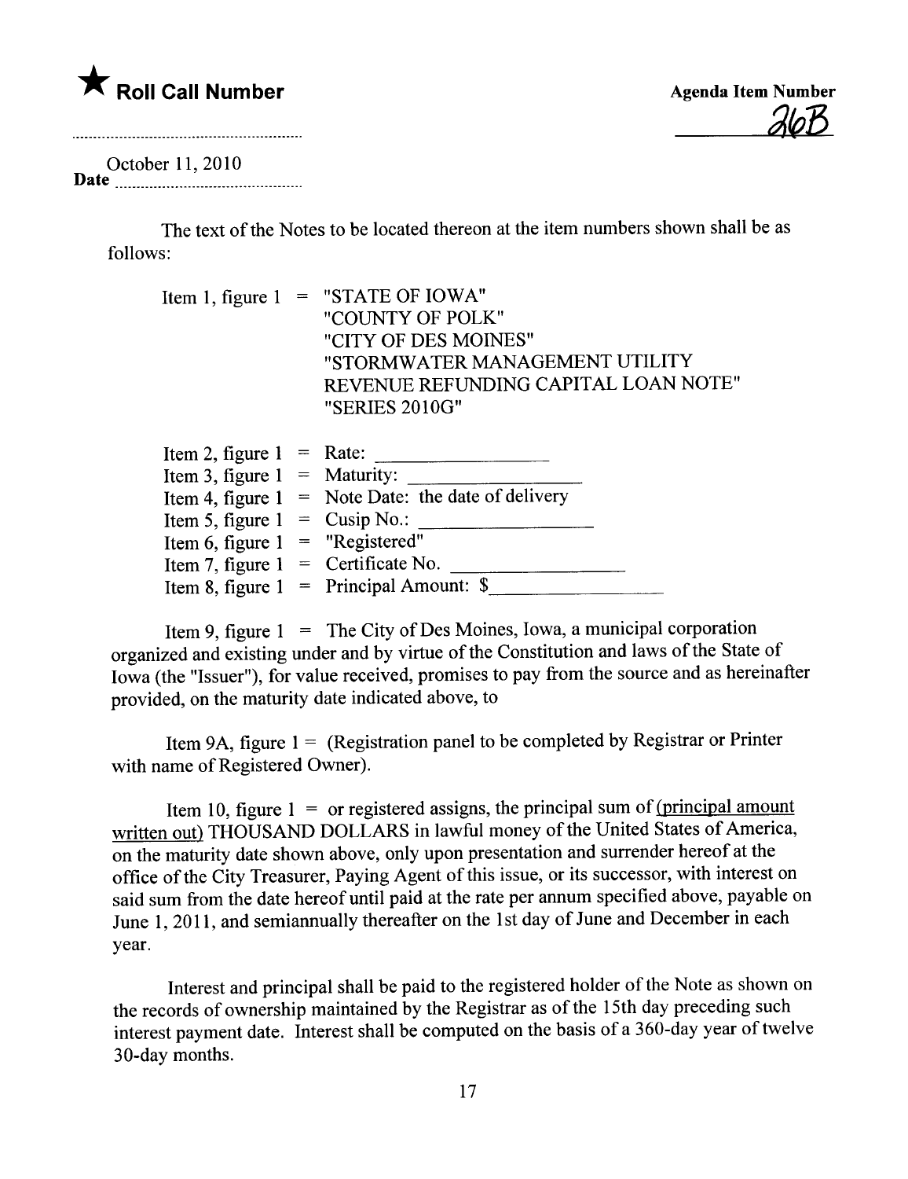★ **Roll Call Number**

**Agenda Item Number**

26B

October 11, 2010

**Date**

The text of the Notes to be located thereon at the item numbers shown shall be as follows:

Item 1, figure 1 = "STATE OF IOWA"
"COUNTY OF POLK"
"CITY OF DES MOINES"
"STORMWATER MANAGEMENT UTILITY REVENUE REFUNDING CAPITAL LOAN NOTE"
"SERIES 2010G"

Item 2, figure 1 = Rate: ________________
Item 3, figure 1 = Maturity: ________________
Item 4, figure 1 = Note Date: the date of delivery
Item 5, figure 1 = Cusip No.: ________________
Item 6, figure 1 = "Registered"
Item 7, figure 1 = Certificate No. ________________
Item 8, figure 1 = Principal Amount: $________________

Item 9, figure 1 = The City of Des Moines, Iowa, a municipal corporation organized and existing under and by virtue of the Constitution and laws of the State of Iowa (the "Issuer"), for value received, promises to pay from the source and as hereinafter provided, on the maturity date indicated above, to

Item 9A, figure 1 = (Registration panel to be completed by Registrar or Printer with name of Registered Owner).

Item 10, figure 1 = or registered assigns, the principal sum of (principal amount written out) THOUSAND DOLLARS in lawful money of the United States of America, on the maturity date shown above, only upon presentation and surrender hereof at the office of the City Treasurer, Paying Agent of this issue, or its successor, with interest on said sum from the date hereof until paid at the rate per annum specified above, payable on June 1, 2011, and semiannually thereafter on the 1st day of June and December in each year.

Interest and principal shall be paid to the registered holder of the Note as shown on the records of ownership maintained by the Registrar as of the 15th day preceding such interest payment date. Interest shall be computed on the basis of a 360-day year of twelve 30-day months.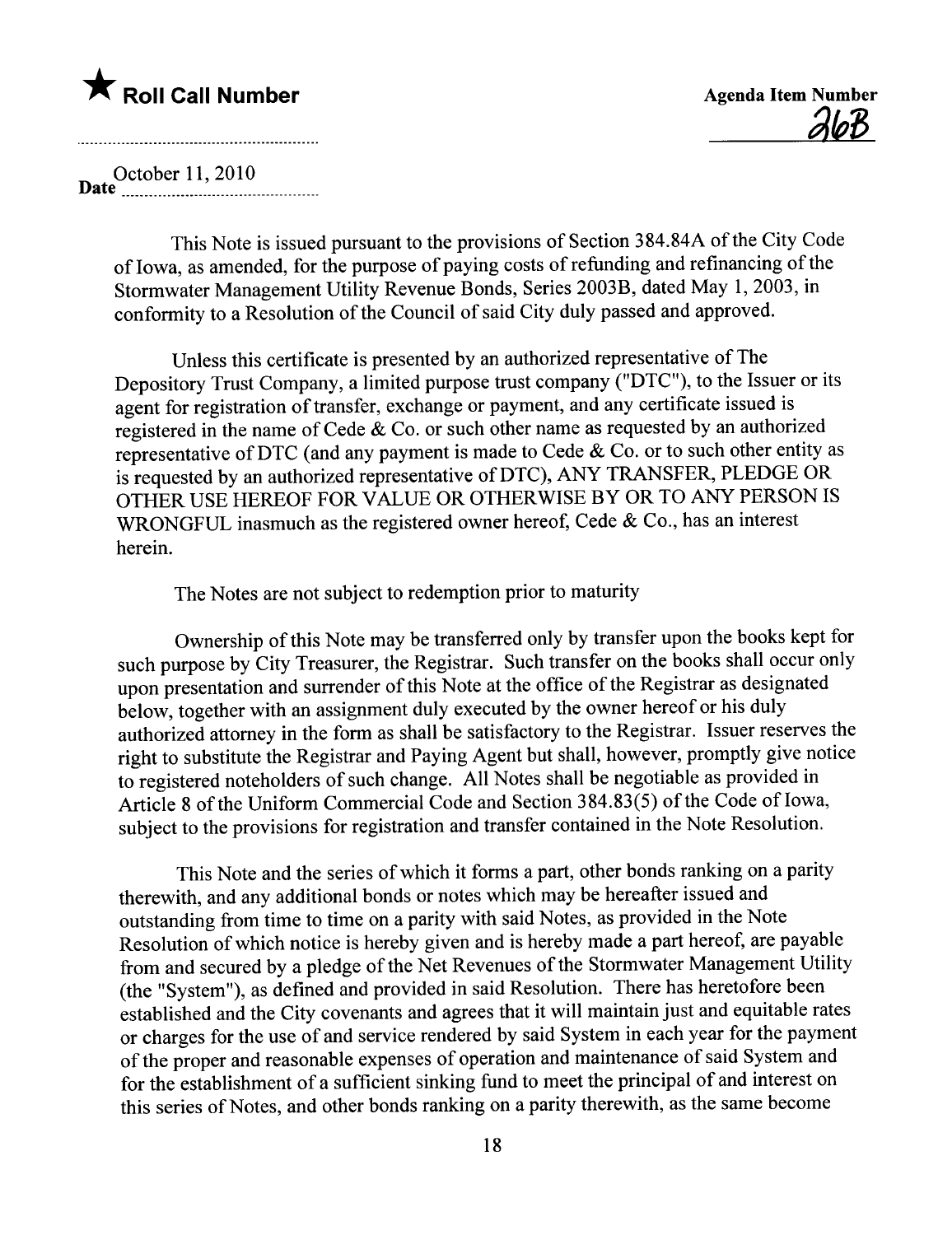★ **Roll Call Number**

**Agenda Item Number**
36B

Date October 11, 2010

This Note is issued pursuant to the provisions of Section 384.84A of the City Code of Iowa, as amended, for the purpose of paying costs of refunding and refinancing of the Stormwater Management Utility Revenue Bonds, Series 2003B, dated May 1, 2003, in conformity to a Resolution of the Council of said City duly passed and approved.

Unless this certificate is presented by an authorized representative of The Depository Trust Company, a limited purpose trust company ("DTC"), to the Issuer or its agent for registration of transfer, exchange or payment, and any certificate issued is registered in the name of Cede & Co. or such other name as requested by an authorized representative of DTC (and any payment is made to Cede & Co. or to such other entity as is requested by an authorized representative of DTC), ANY TRANSFER, PLEDGE OR OTHER USE HEREOF FOR VALUE OR OTHERWISE BY OR TO ANY PERSON IS WRONGFUL inasmuch as the registered owner hereof, Cede & Co., has an interest herein.

The Notes are not subject to redemption prior to maturity

Ownership of this Note may be transferred only by transfer upon the books kept for such purpose by City Treasurer, the Registrar. Such transfer on the books shall occur only upon presentation and surrender of this Note at the office of the Registrar as designated below, together with an assignment duly executed by the owner hereof or his duly authorized attorney in the form as shall be satisfactory to the Registrar. Issuer reserves the right to substitute the Registrar and Paying Agent but shall, however, promptly give notice to registered noteholders of such change. All Notes shall be negotiable as provided in Article 8 of the Uniform Commercial Code and Section 384.83(5) of the Code of Iowa, subject to the provisions for registration and transfer contained in the Note Resolution.

This Note and the series of which it forms a part, other bonds ranking on a parity therewith, and any additional bonds or notes which may be hereafter issued and outstanding from time to time on a parity with said Notes, as provided in the Note Resolution of which notice is hereby given and is hereby made a part hereof, are payable from and secured by a pledge of the Net Revenues of the Stormwater Management Utility (the "System"), as defined and provided in said Resolution. There has heretofore been established and the City covenants and agrees that it will maintain just and equitable rates or charges for the use of and service rendered by said System in each year for the payment of the proper and reasonable expenses of operation and maintenance of said System and for the establishment of a sufficient sinking fund to meet the principal of and interest on this series of Notes, and other bonds ranking on a parity therewith, as the same become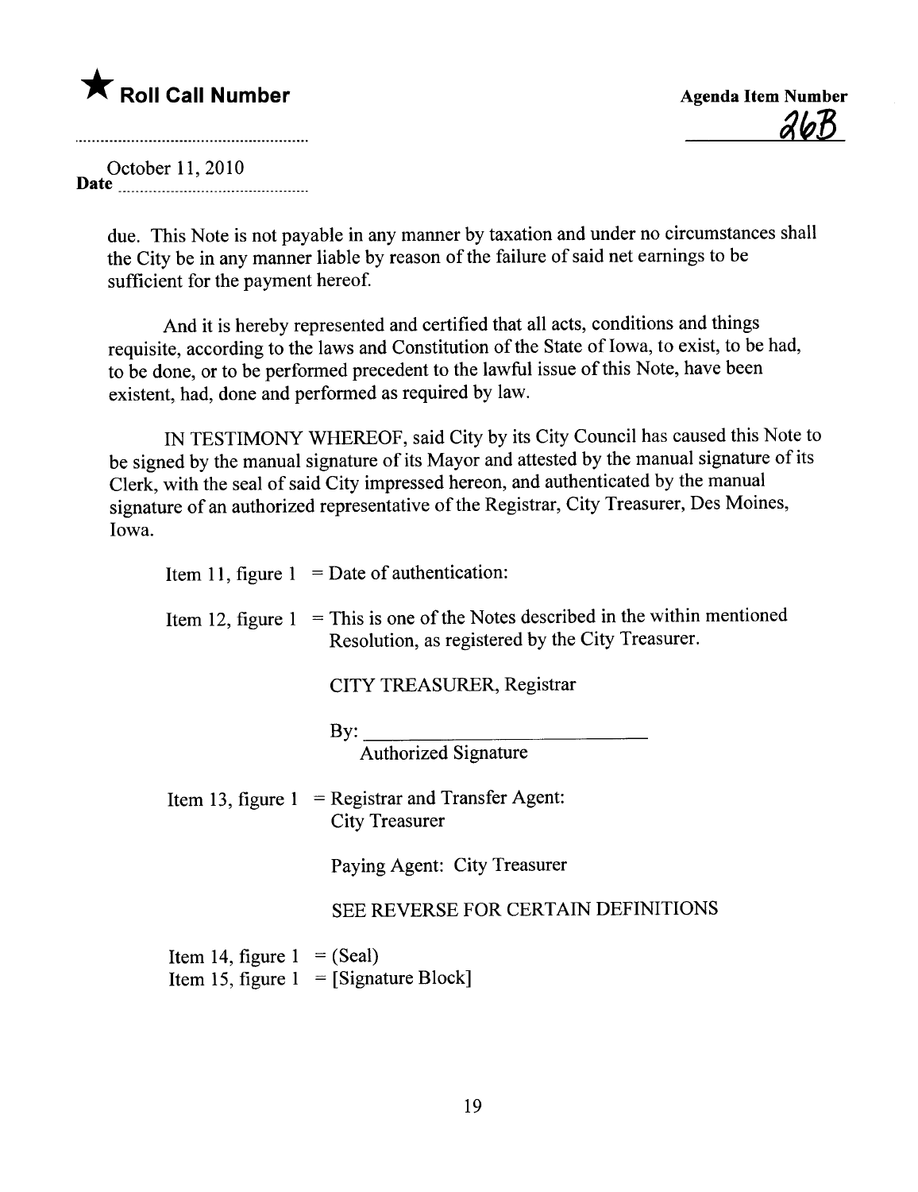★ **Roll Call Number**

**Agenda Item Number**

26B

October 11, 2010

**Date**

due. This Note is not payable in any manner by taxation and under no circumstances shall the City be in any manner liable by reason of the failure of said net earnings to be sufficient for the payment hereof.

And it is hereby represented and certified that all acts, conditions and things requisite, according to the laws and Constitution of the State of Iowa, to exist, to be had, to be done, or to be performed precedent to the lawful issue of this Note, have been existent, had, done and performed as required by law.

IN TESTIMONY WHEREOF, said City by its City Council has caused this Note to be signed by the manual signature of its Mayor and attested by the manual signature of its Clerk, with the seal of said City impressed hereon, and authenticated by the manual signature of an authorized representative of the Registrar, City Treasurer, Des Moines, Iowa.

Item 11, figure 1 = Date of authentication:

Item 12, figure 1 = This is one of the Notes described in the within mentioned Resolution, as registered by the City Treasurer.

CITY TREASURER, Registrar

By: ______________________________
Authorized Signature

Item 13, figure 1 = Registrar and Transfer Agent:
City Treasurer

Paying Agent: City Treasurer

SEE REVERSE FOR CERTAIN DEFINITIONS

Item 14, figure 1 = (Seal)
Item 15, figure 1 = [Signature Block]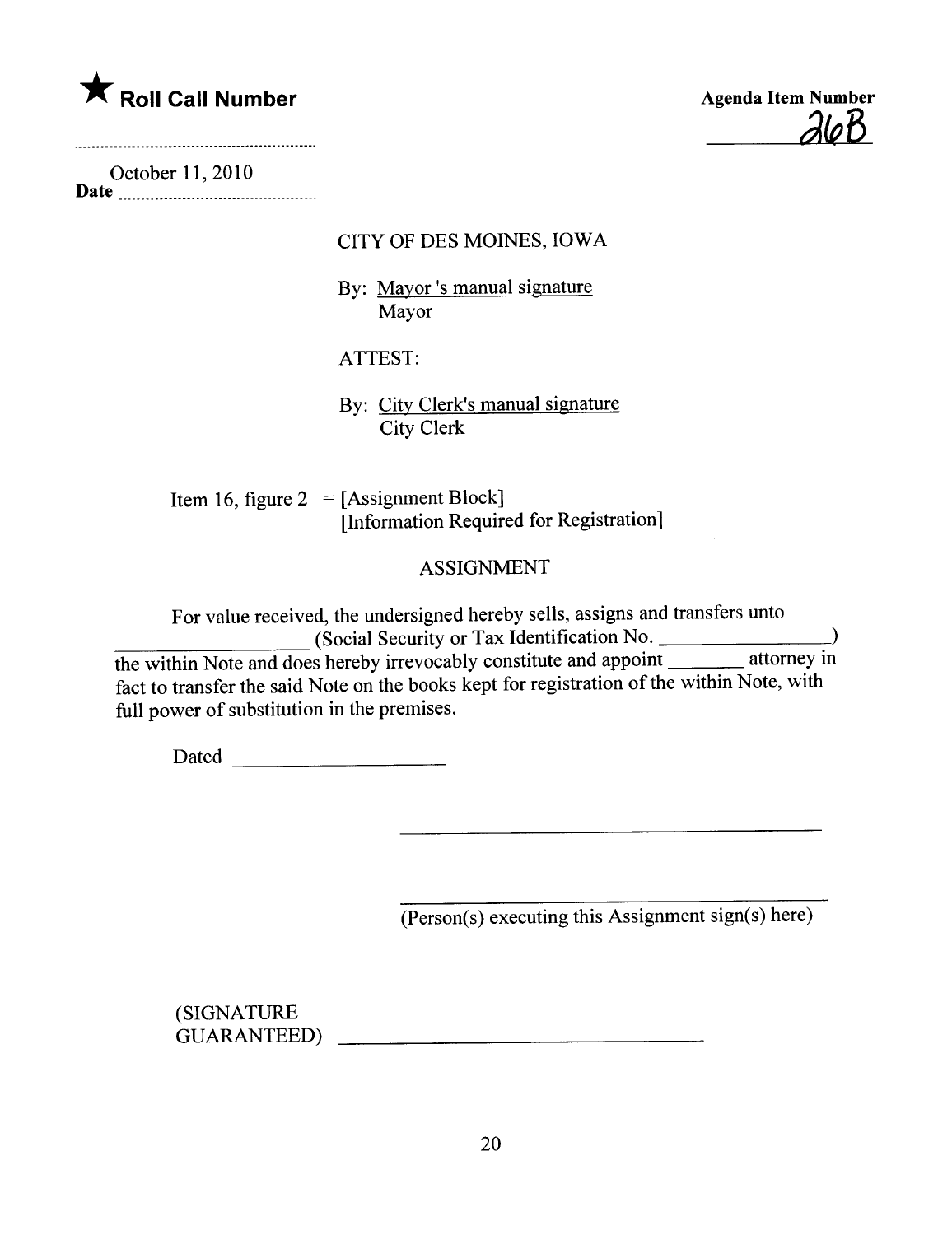★ **Roll Call Number**

**Agenda Item Number**
26B

October 11, 2010
**Date**

CITY OF DES MOINES, IOWA

By: Mayor 's manual signature
Mayor

ATTEST:

By: City Clerk's manual signature
City Clerk

Item 16, figure 2 = [Assignment Block]
[Information Required for Registration]

ASSIGNMENT

For value received, the undersigned hereby sells, assigns and transfers unto __________________ (Social Security or Tax Identification No. ________________) the within Note and does hereby irrevocably constitute and appoint _______ attorney in fact to transfer the said Note on the books kept for registration of the within Note, with full power of substitution in the premises.

Dated ____________________

______________________________________

______________________________________
(Person(s) executing this Assignment sign(s) here)

(SIGNATURE
GUARANTEED) ________________________________